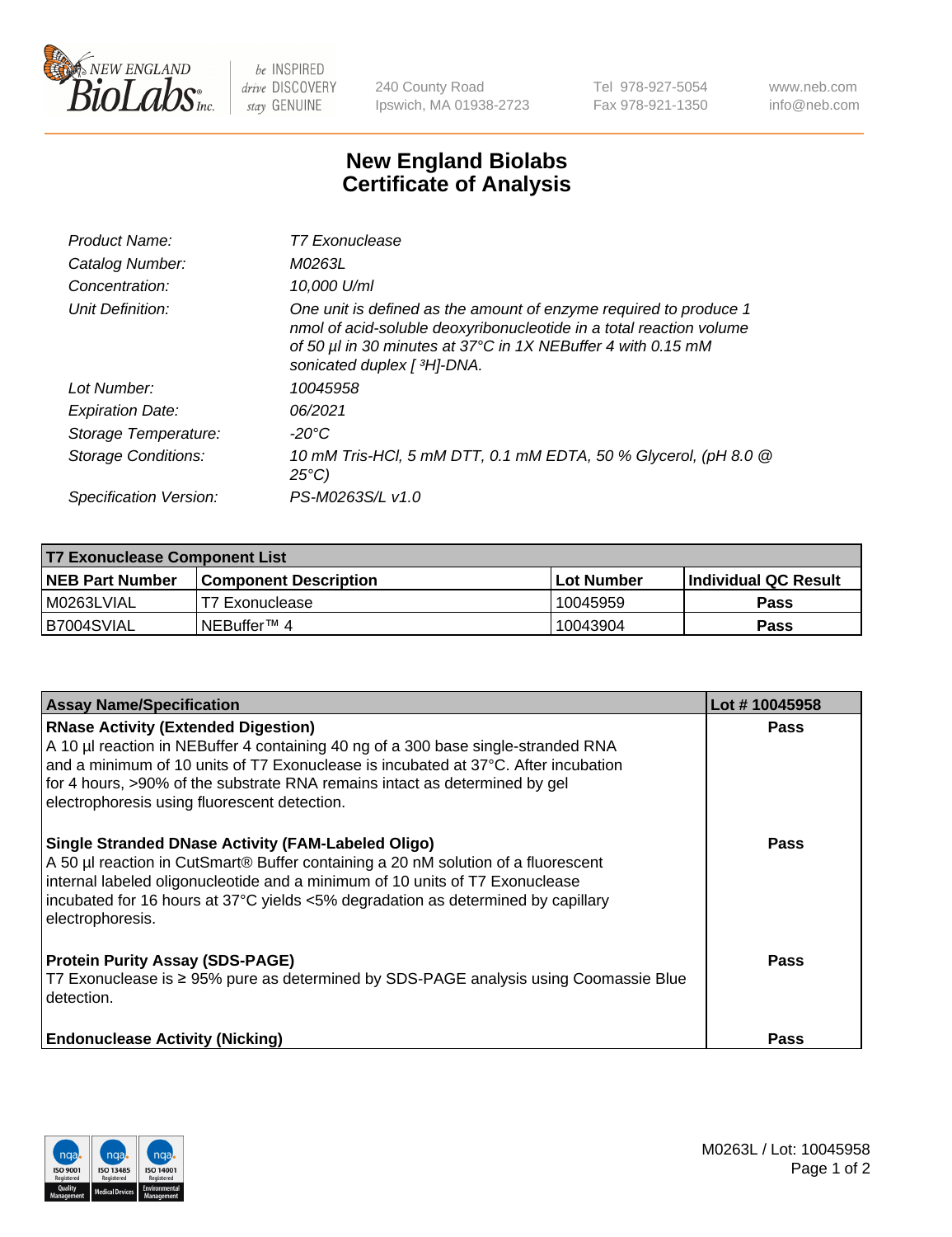# New England Biolabs
# Certificate of Analysis

| | |
|---|---|
| *Product Name:* | *T7 Exonuclease* |
| *Catalog Number:* | *M0263L* |
| *Concentration:* | *10,000 U/ml* |
| *Unit Definition:* | *One unit is defined as the amount of enzyme required to produce 1 nmol of acid-soluble deoxyribonucleotide in a total reaction volume of 50 µl in 30 minutes at 37°C in 1X NEBuffer 4 with 0.15 mM sonicated duplex [ $^3$H]-DNA.* |
| *Lot Number:* | *10045958* |
| *Expiration Date:* | *06/2021* |
| *Storage Temperature:* | *-20°C* |
| *Storage Conditions:* | *10 mM Tris-HCl, 5 mM DTT, 0.1 mM EDTA, 50 % Glycerol, (pH 8.0 @ 25°C)* |
| *Specification Version:* | *PS-M0263S/L v1.0* |

| T7 Exonuclease Component List | | | |
|---|---|---|---|
| **NEB Part Number** | **Component Description** | **Lot Number** | **Individual QC Result** |
| M0263LVIAL | T7 Exonuclease | 10045959 | **Pass** |
| B7004SVIAL | NEBuffer™ 4 | 10043904 | **Pass** |

| Assay Name/Specification | Lot # 10045958 |
|---|---|
| **RNase Activity (Extended Digestion)**<br>A 10 µl reaction in NEBuffer 4 containing 40 ng of a 300 base single-stranded RNA and a minimum of 10 units of T7 Exonuclease is incubated at 37°C. After incubation for 4 hours, >90% of the substrate RNA remains intact as determined by gel electrophoresis using fluorescent detection. | **Pass** |
| **Single Stranded DNase Activity (FAM-Labeled Oligo)**<br>A 50 µl reaction in CutSmart® Buffer containing a 20 nM solution of a fluorescent internal labeled oligonucleotide and a minimum of 10 units of T7 Exonuclease incubated for 16 hours at 37°C yields <5% degradation as determined by capillary electrophoresis. | **Pass** |
| **Protein Purity Assay (SDS-PAGE)**<br>T7 Exonuclease is ≥ 95% pure as determined by SDS-PAGE analysis using Coomassie Blue detection. | **Pass** |
| **Endonuclease Activity (Nicking)** | **Pass** |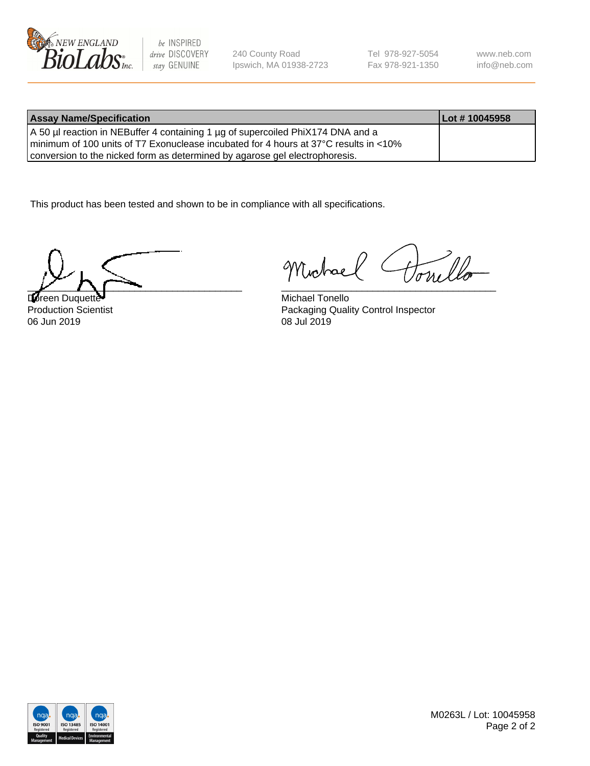NEW ENGLAND BioLabs Inc. — be INSPIRED drive DISCOVERY stay GENUINE

240 County Road
Ipswich, MA 01938-2723

Tel 978-927-5054
Fax 978-921-1350

www.neb.com
info@neb.com

| Assay Name/Specification | Lot # 10045958 |
|---|---|
| A 50 µl reaction in NEBuffer 4 containing 1 µg of supercoiled PhiX174 DNA and a minimum of 100 units of T7 Exonuclease incubated for 4 hours at 37°C results in <10% conversion to the nicked form as determined by agarose gel electrophoresis. | |

This product has been tested and shown to be in compliance with all specifications.

Doreen Duquette
Production Scientist
06 Jun 2019

Michael Tonello
Packaging Quality Control Inspector
08 Jul 2019

ISO 9001 Registered Quality Management | ISO 13485 Registered Medical Devices | ISO 14001 Registered Environmental Management

M0263L / Lot: 10045958